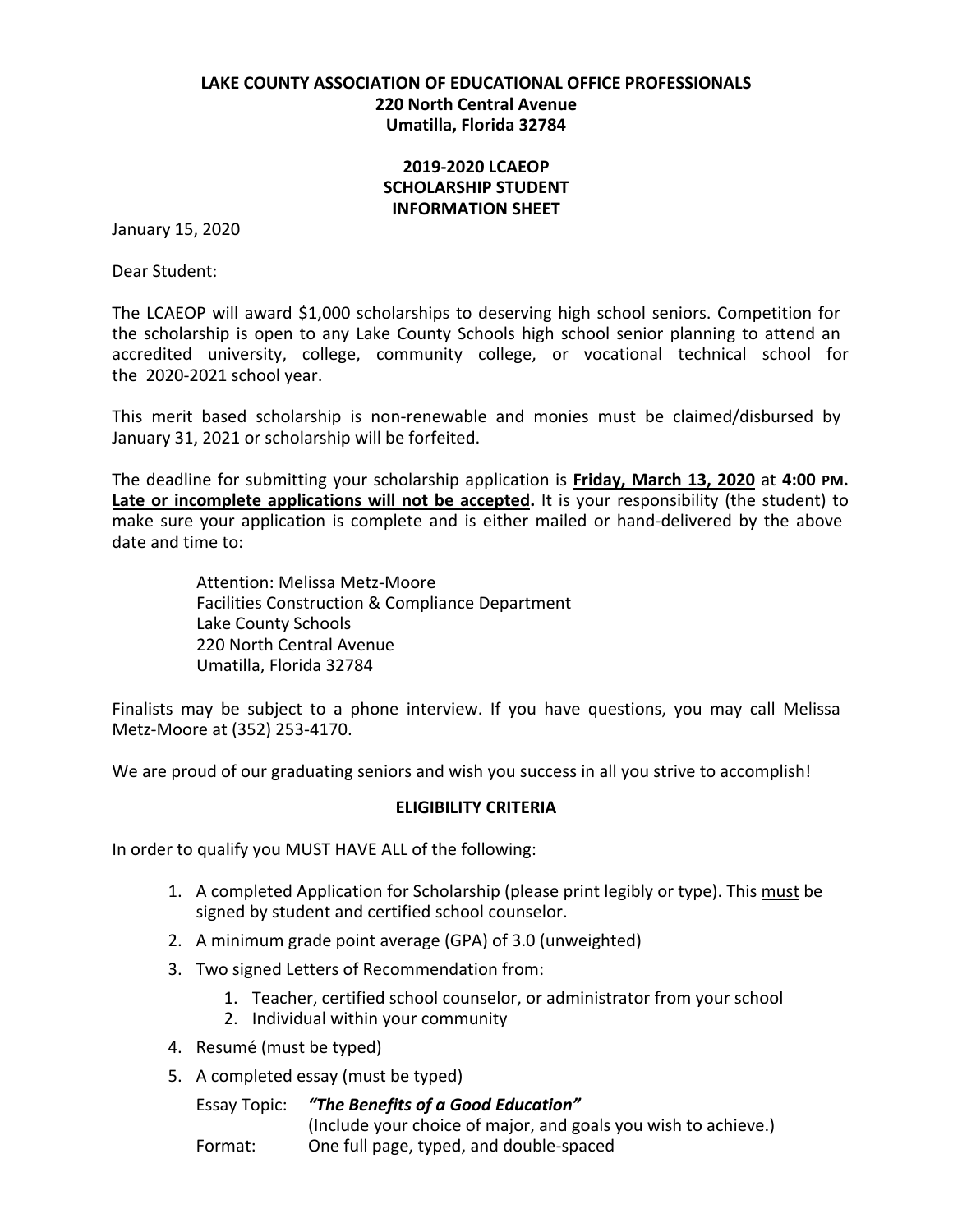**LAKE COUNTY ASSOCIATION OF EDUCATIONAL OFFICE PROFESSIONALS**
**220 North Central Avenue**
**Umatilla, Florida 32784**

**2019-2020 LCAEOP**
**SCHOLARSHIP STUDENT**
**INFORMATION SHEET**

January 15, 2020

Dear Student:

The LCAEOP will award $1,000 scholarships to deserving high school seniors. Competition for the scholarship is open to any Lake County Schools high school senior planning to attend an accredited university, college, community college, or vocational technical school for the 2020-2021 school year.

This merit based scholarship is non-renewable and monies must be claimed/disbursed by January 31, 2021 or scholarship will be forfeited.

The deadline for submitting your scholarship application is **<u>Friday, March 13, 2020</u>** at **4:00 PM.** **<u>Late or incomplete applications will not be accepted</u>.** It is your responsibility (the student) to make sure your application is complete and is either mailed or hand-delivered by the above date and time to:

> Attention: Melissa Metz-Moore
> Facilities Construction & Compliance Department
> Lake County Schools
> 220 North Central Avenue
> Umatilla, Florida 32784

Finalists may be subject to a phone interview. If you have questions, you may call Melissa Metz-Moore at (352) 253-4170.

We are proud of our graduating seniors and wish you success in all you strive to accomplish!

**ELIGIBILITY CRITERIA**

In order to qualify you MUST HAVE ALL of the following:

1. A completed Application for Scholarship (please print legibly or type). This <u>must</u> be signed by student and certified school counselor.
2. A minimum grade point average (GPA) of 3.0 (unweighted)
3. Two signed Letters of Recommendation from:
    1. Teacher, certified school counselor, or administrator from your school
    2. Individual within your community
4. Resumé (must be typed)
5. A completed essay (must be typed)

    Essay Topic: ***"The Benefits of a Good Education"***
    (Include your choice of major, and goals you wish to achieve.)
    Format: One full page, typed, and double-spaced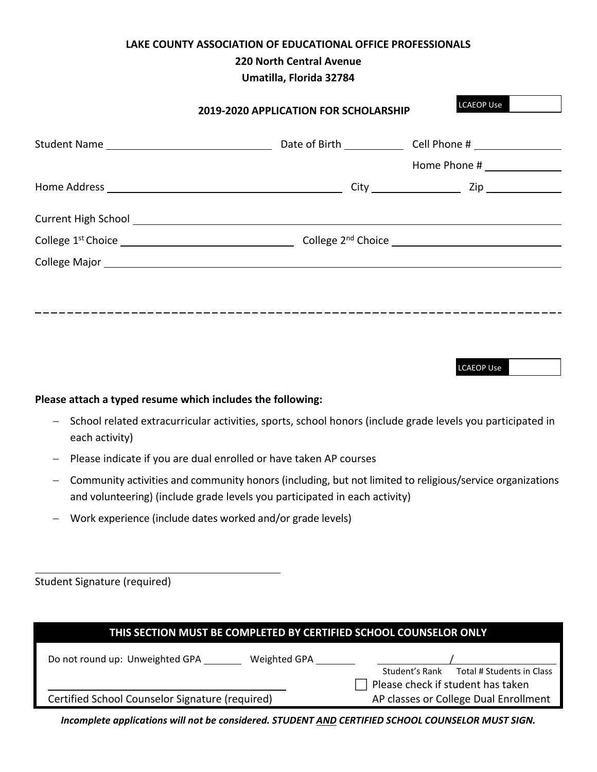**LAKE COUNTY ASSOCIATION OF EDUCATIONAL OFFICE PROFESSIONALS**

**220 North Central Avenue**

**Umatilla, Florida 32784**

**2019-2020 APPLICATION FOR SCHOLARSHIP**

LCAEOP Use ______

Student Name ____________________ Date of Birth __________ Cell Phone # ____________

Home Phone # ____________

Home Address ______________________________ City ____________ Zip ____________

Current High School ________________________________________________

College 1st Choice ______________________ College 2nd Choice ______________________

College Major ________________________________________________

---

LCAEOP Use ______

**Please attach a typed resume which includes the following:**

- School related extracurricular activities, sports, school honors (include grade levels you participated in each activity)
- Please indicate if you are dual enrolled or have taken AP courses
- Community activities and community honors (including, but not limited to religious/service organizations and volunteering) (include grade levels you participated in each activity)
- Work experience (include dates worked and/or grade levels)

______________________________

Student Signature (required)

**THIS SECTION MUST BE COMPLETED BY CERTIFIED SCHOOL COUNSELOR ONLY**

Do not round up: Unweighted GPA ______ Weighted GPA ______

__________ / __________

Student's Rank Total # Students in Class

______________________________

Certified School Counselor Signature (required)

☐ Please check if student has taken AP classes or College Dual Enrollment

***Incomplete applications will not be considered. STUDENT AND CERTIFIED SCHOOL COUNSELOR MUST SIGN.***